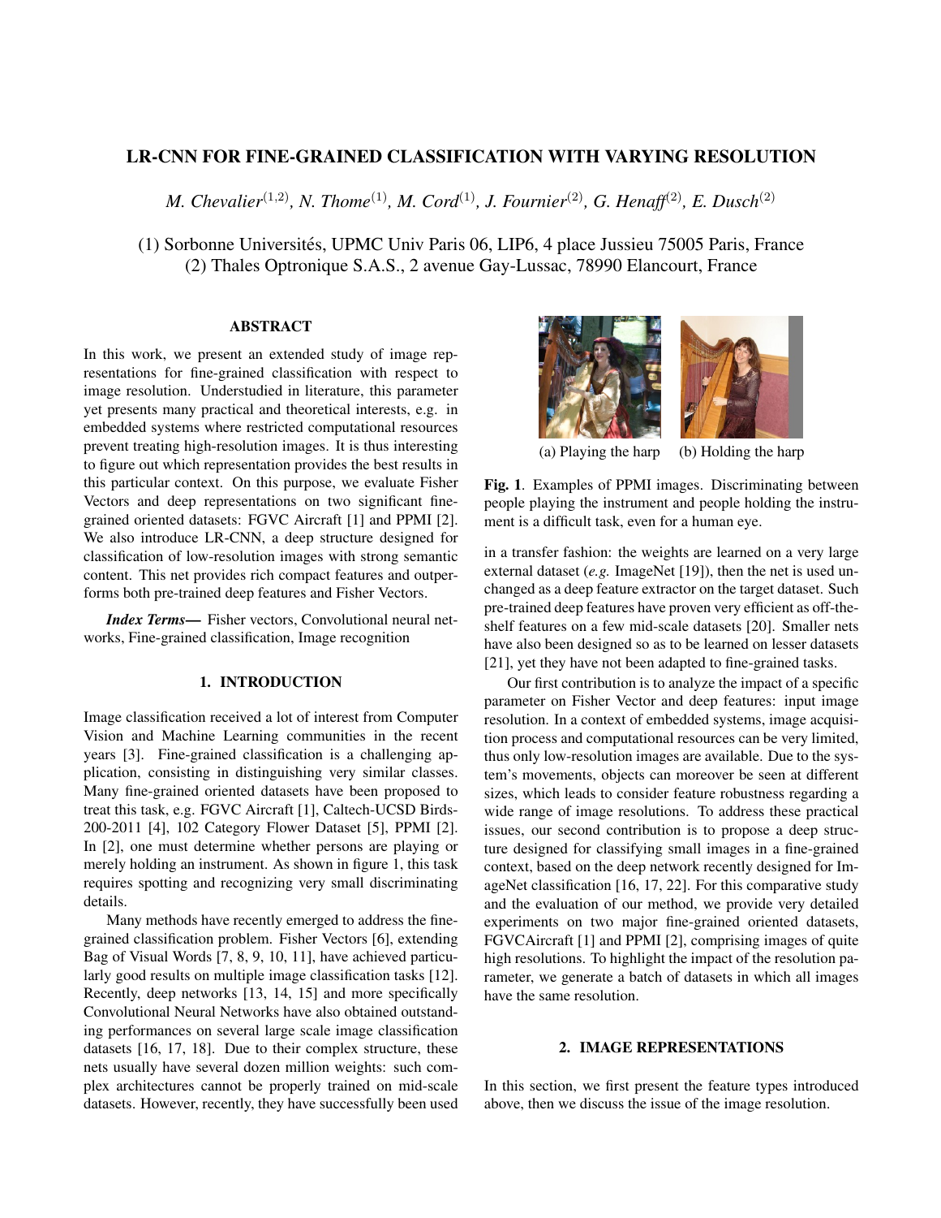# LR-CNN FOR FINE-GRAINED CLASSIFICATION WITH VARYING RESOLUTION

*M. Chevalier*[1,2], *N. Thome*[1], *M. Cord*[1], *J. Fournier*[2], *G. Henaff*[2], *E. Dusch*[2]

(1) Sorbonne Universités, UPMC Univ Paris 06, LIP6, 4 place Jussieu 75005 Paris, France
(2) Thales Optronique S.A.S., 2 avenue Gay-Lussac, 78990 Elancourt, France

## ABSTRACT

In this work, we present an extended study of image representations for fine-grained classification with respect to image resolution. Understudied in literature, this parameter yet presents many practical and theoretical interests, e.g. in embedded systems where restricted computational resources prevent treating high-resolution images. It is thus interesting to figure out which representation provides the best results in this particular context. On this purpose, we evaluate Fisher Vectors and deep representations on two significant fine-grained oriented datasets: FGVC Aircraft [1] and PPMI [2]. We also introduce LR-CNN, a deep structure designed for classification of low-resolution images with strong semantic content. This net provides rich compact features and outperforms both pre-trained deep features and Fisher Vectors.

***Index Terms*—** Fisher vectors, Convolutional neural networks, Fine-grained classification, Image recognition

## 1. INTRODUCTION

Image classification received a lot of interest from Computer Vision and Machine Learning communities in the recent years [3]. Fine-grained classification is a challenging application, consisting in distinguishing very similar classes. Many fine-grained oriented datasets have been proposed to treat this task, e.g. FGVC Aircraft [1], Caltech-UCSD Birds-200-2011 [4], 102 Category Flower Dataset [5], PPMI [2]. In [2], one must determine whether persons are playing or merely holding an instrument. As shown in figure 1, this task requires spotting and recognizing very small discriminating details.

Many methods have recently emerged to address the fine-grained classification problem. Fisher Vectors [6], extending Bag of Visual Words [7, 8, 9, 10, 11], have achieved particularly good results on multiple image classification tasks [12]. Recently, deep networks [13, 14, 15] and more specifically Convolutional Neural Networks have also obtained outstanding performances on several large scale image classification datasets [16, 17, 18]. Due to their complex structure, these nets usually have several dozen million weights: such complex architectures cannot be properly trained on mid-scale datasets. However, recently, they have successfully been used in a transfer fashion: the weights are learned on a very large external dataset (*e.g.* ImageNet [19]), then the net is used unchanged as a deep feature extractor on the target dataset. Such pre-trained deep features have proven very efficient as off-the-shelf features on a few mid-scale datasets [20]. Smaller nets have also been designed so as to be learned on lesser datasets [21], yet they have not been adapted to fine-grained tasks.

(a) Playing the harp (b) Holding the harp

**Fig. 1**. Examples of PPMI images. Discriminating between people playing the instrument and people holding the instrument is a difficult task, even for a human eye.

Our first contribution is to analyze the impact of a specific parameter on Fisher Vector and deep features: input image resolution. In a context of embedded systems, image acquisition process and computational resources can be very limited, thus only low-resolution images are available. Due to the system's movements, objects can moreover be seen at different sizes, which leads to consider feature robustness regarding a wide range of image resolutions. To address these practical issues, our second contribution is to propose a deep structure designed for classifying small images in a fine-grained context, based on the deep network recently designed for ImageNet classification [16, 17, 22]. For this comparative study and the evaluation of our method, we provide very detailed experiments on two major fine-grained oriented datasets, FGVCAircraft [1] and PPMI [2], comprising images of quite high resolutions. To highlight the impact of the resolution parameter, we generate a batch of datasets in which all images have the same resolution.

## 2. IMAGE REPRESENTATIONS

In this section, we first present the feature types introduced above, then we discuss the issue of the image resolution.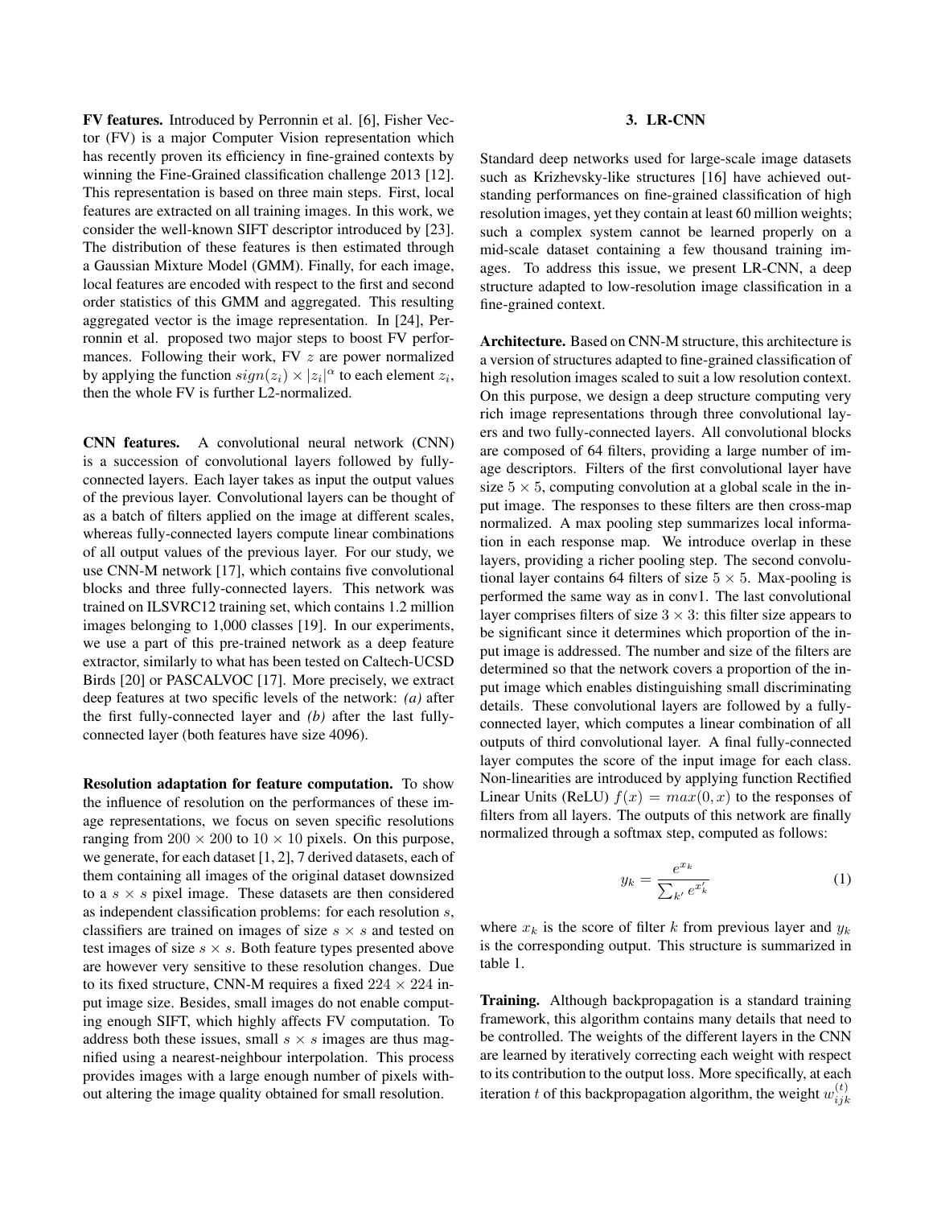**FV features.** Introduced by Perronnin et al. [6], Fisher Vector (FV) is a major Computer Vision representation which has recently proven its efficiency in fine-grained contexts by winning the Fine-Grained classification challenge 2013 [12]. This representation is based on three main steps. First, local features are extracted on all training images. In this work, we consider the well-known SIFT descriptor introduced by [23]. The distribution of these features is then estimated through a Gaussian Mixture Model (GMM). Finally, for each image, local features are encoded with respect to the first and second order statistics of this GMM and aggregated. This resulting aggregated vector is the image representation. In [24], Perronnin et al. proposed two major steps to boost FV performances. Following their work, FV $z$ are power normalized by applying the function $sign(z_i) \times |z_i|^{\alpha}$ to each element $z_i$, then the whole FV is further L2-normalized.

**CNN features.** A convolutional neural network (CNN) is a succession of convolutional layers followed by fully-connected layers. Each layer takes as input the output values of the previous layer. Convolutional layers can be thought of as a batch of filters applied on the image at different scales, whereas fully-connected layers compute linear combinations of all output values of the previous layer. For our study, we use CNN-M network [17], which contains five convolutional blocks and three fully-connected layers. This network was trained on ILSVRC12 training set, which contains 1.2 million images belonging to 1,000 classes [19]. In our experiments, we use a part of this pre-trained network as a deep feature extractor, similarly to what has been tested on Caltech-UCSD Birds [20] or PASCALVOC [17]. More precisely, we extract deep features at two specific levels of the network: *(a)* after the first fully-connected layer and *(b)* after the last fully-connected layer (both features have size 4096).

**Resolution adaptation for feature computation.** To show the influence of resolution on the performances of these image representations, we focus on seven specific resolutions ranging from $200 \times 200$ to $10 \times 10$ pixels. On this purpose, we generate, for each dataset [1, 2], 7 derived datasets, each of them containing all images of the original dataset downsized to a $s \times s$ pixel image. These datasets are then considered as independent classification problems: for each resolution $s$, classifiers are trained on images of size $s \times s$ and tested on test images of size $s \times s$. Both feature types presented above are however very sensitive to these resolution changes. Due to its fixed structure, CNN-M requires a fixed $224 \times 224$ input image size. Besides, small images do not enable computing enough SIFT, which highly affects FV computation. To address both these issues, small $s \times s$ images are thus magnified using a nearest-neighbour interpolation. This process provides images with a large enough number of pixels without altering the image quality obtained for small resolution.

## 3. LR-CNN

Standard deep networks used for large-scale image datasets such as Krizhevsky-like structures [16] have achieved outstanding performances on fine-grained classification of high resolution images, yet they contain at least 60 million weights; such a complex system cannot be learned properly on a mid-scale dataset containing a few thousand training images. To address this issue, we present LR-CNN, a deep structure adapted to low-resolution image classification in a fine-grained context.

**Architecture.** Based on CNN-M structure, this architecture is a version of structures adapted to fine-grained classification of high resolution images scaled to suit a low resolution context. On this purpose, we design a deep structure computing very rich image representations through three convolutional layers and two fully-connected layers. All convolutional blocks are composed of 64 filters, providing a large number of image descriptors. Filters of the first convolutional layer have size $5 \times 5$, computing convolution at a global scale in the input image. The responses to these filters are then cross-map normalized. A max pooling step summarizes local information in each response map. We introduce overlap in these layers, providing a richer pooling step. The second convolutional layer contains 64 filters of size $5 \times 5$. Max-pooling is performed the same way as in conv1. The last convolutional layer comprises filters of size $3 \times 3$: this filter size appears to be significant since it determines which proportion of the input image is addressed. The number and size of the filters are determined so that the network covers a proportion of the input image which enables distinguishing small discriminating details. These convolutional layers are followed by a fully-connected layer, which computes a linear combination of all outputs of third convolutional layer. A final fully-connected layer computes the score of the input image for each class. Non-linearities are introduced by applying function Rectified Linear Units (ReLU) $f(x) = max(0, x)$ to the responses of filters from all layers. The outputs of this network are finally normalized through a softmax step, computed as follows:

$$y_k = \frac{e^{x_k}}{\sum_{k'} e^{x'_k}} \tag{1}$$

where $x_k$ is the score of filter $k$ from previous layer and $y_k$ is the corresponding output. This structure is summarized in table 1.

**Training.** Although backpropagation is a standard training framework, this algorithm contains many details that need to be controlled. The weights of the different layers in the CNN are learned by iteratively correcting each weight with respect to its contribution to the output loss. More specifically, at each iteration $t$ of this backpropagation algorithm, the weight $w_{ijk}^{(t)}$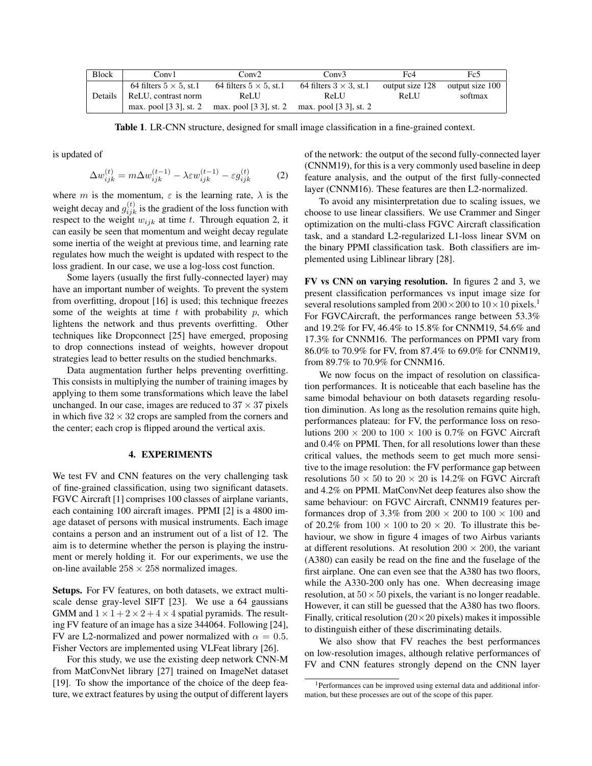| Block | Conv1 | Conv2 | Conv3 | Fc4 | Fc5 |
|---|---|---|---|---|---|
| Details | 64 filters $5 \times 5$, st.1<br>ReLU, contrast norm<br>max. pool [3 3], st. 2 | 64 filters $5 \times 5$, st.1<br>ReLU<br>max. pool [3 3], st. 2 | 64 filters $3 \times 3$, st.1<br>ReLU<br>max. pool [3 3], st. 2 | output size 128<br>ReLU | output size 100<br>softmax |

**Table 1**. LR-CNN structure, designed for small image classification in a fine-grained context.

is updated of

$$\Delta w_{ijk}^{(t)} = m \Delta w_{ijk}^{(t-1)} - \lambda \varepsilon w_{ijk}^{(t-1)} - \varepsilon g_{ijk}^{(t)} \qquad (2)$$

where $m$ is the momentum, $\varepsilon$ is the learning rate, $\lambda$ is the weight decay and $g_{ijk}^{(t)}$ is the gradient of the loss function with respect to the weight $w_{ijk}$ at time $t$. Through equation 2, it can easily be seen that momentum and weight decay regulate some inertia of the weight at previous time, and learning rate regulates how much the weight is updated with respect to the loss gradient. In our case, we use a log-loss cost function.

Some layers (usually the first fully-connected layer) may have an important number of weights. To prevent the system from overfitting, dropout [16] is used; this technique freezes some of the weights at time $t$ with probability $p$, which lightens the network and thus prevents overfitting. Other techniques like Dropconnect [25] have emerged, proposing to drop connections instead of weights, however dropout strategies lead to better results on the studied benchmarks.

Data augmentation further helps preventing overfitting. This consists in multiplying the number of training images by applying to them some transformations which leave the label unchanged. In our case, images are reduced to $37 \times 37$ pixels in which five $32 \times 32$ crops are sampled from the corners and the center; each crop is flipped around the vertical axis.

## 4. EXPERIMENTS

We test FV and CNN features on the very challenging task of fine-grained classification, using two significant datasets. FGVC Aircraft [1] comprises 100 classes of airplane variants, each containing 100 aircraft images. PPMI [2] is a 4800 image dataset of persons with musical instruments. Each image contains a person and an instrument out of a list of 12. The aim is to determine whether the person is playing the instrument or merely holding it. For our experiments, we use the on-line available $258 \times 258$ normalized images.

**Setups.** For FV features, on both datasets, we extract multi-scale dense gray-level SIFT [23]. We use a 64 gaussians GMM and $1 \times 1 + 2 \times 2 + 4 \times 4$ spatial pyramids. The resulting FV feature of an image has a size 344064. Following [24], FV are L2-normalized and power normalized with $\alpha = 0.5$. Fisher Vectors are implemented using VLFeat library [26].

For this study, we use the existing deep network CNN-M from MatConvNet library [27] trained on ImageNet dataset [19]. To show the importance of the choice of the deep feature, we extract features by using the output of different layers of the network: the output of the second fully-connected layer (CNNM19), for this is a very commonly used baseline in deep feature analysis, and the output of the first fully-connected layer (CNNM16). These features are then L2-normalized.

To avoid any misinterpretation due to scaling issues, we choose to use linear classifiers. We use Crammer and Singer optimization on the multi-class FGVC Aircraft classification task, and a standard L2-regularized L1-loss linear SVM on the binary PPMI classification task. Both classifiers are implemented using Liblinear library [28].

**FV vs CNN on varying resolution.** In figures 2 and 3, we present classification performances vs input image size for several resolutions sampled from $200 \times 200$ to $10 \times 10$ pixels.[1] For FGVCAircraft, the performances range between 53.3% and 19.2% for FV, 46.4% to 15.8% for CNNM19, 54.6% and 17.3% for CNNM16. The performances on PPMI vary from 86.0% to 70.9% for FV, from 87.4% to 69.0% for CNNM19, from 89.7% to 70.9% for CNNM16.

We now focus on the impact of resolution on classification performances. It is noticeable that each baseline has the same bimodal behaviour on both datasets regarding resolution diminution. As long as the resolution remains quite high, performances plateau: for FV, the performance loss on resolutions $200 \times 200$ to $100 \times 100$ is 0.7% on FGVC Aircraft and 0.4% on PPMI. Then, for all resolutions lower than these critical values, the methods seem to get much more sensitive to the image resolution: the FV performance gap between resolutions $50 \times 50$ to $20 \times 20$ is 14.2% on FGVC Aircraft and 4.2% on PPMI. MatConvNet deep features also show the same behaviour: on FGVC Aircraft, CNNM19 features performances drop of 3.3% from $200 \times 200$ to $100 \times 100$ and of 20.2% from $100 \times 100$ to $20 \times 20$. To illustrate this behaviour, we show in figure 4 images of two Airbus variants at different resolutions. At resolution $200 \times 200$, the variant (A380) can easily be read on the fine and the fuselage of the first airplane. One can even see that the A380 has two floors, while the A330-200 only has one. When decreasing image resolution, at $50 \times 50$ pixels, the variant is no longer readable. However, it can still be guessed that the A380 has two floors. Finally, critical resolution ($20 \times 20$ pixels) makes it impossible to distinguish either of these discriminating details.

We also show that FV reaches the best performances on low-resolution images, although relative performances of FV and CNN features strongly depend on the CNN layer

[1] Performances can be improved using external data and additional information, but these processes are out of the scope of this paper.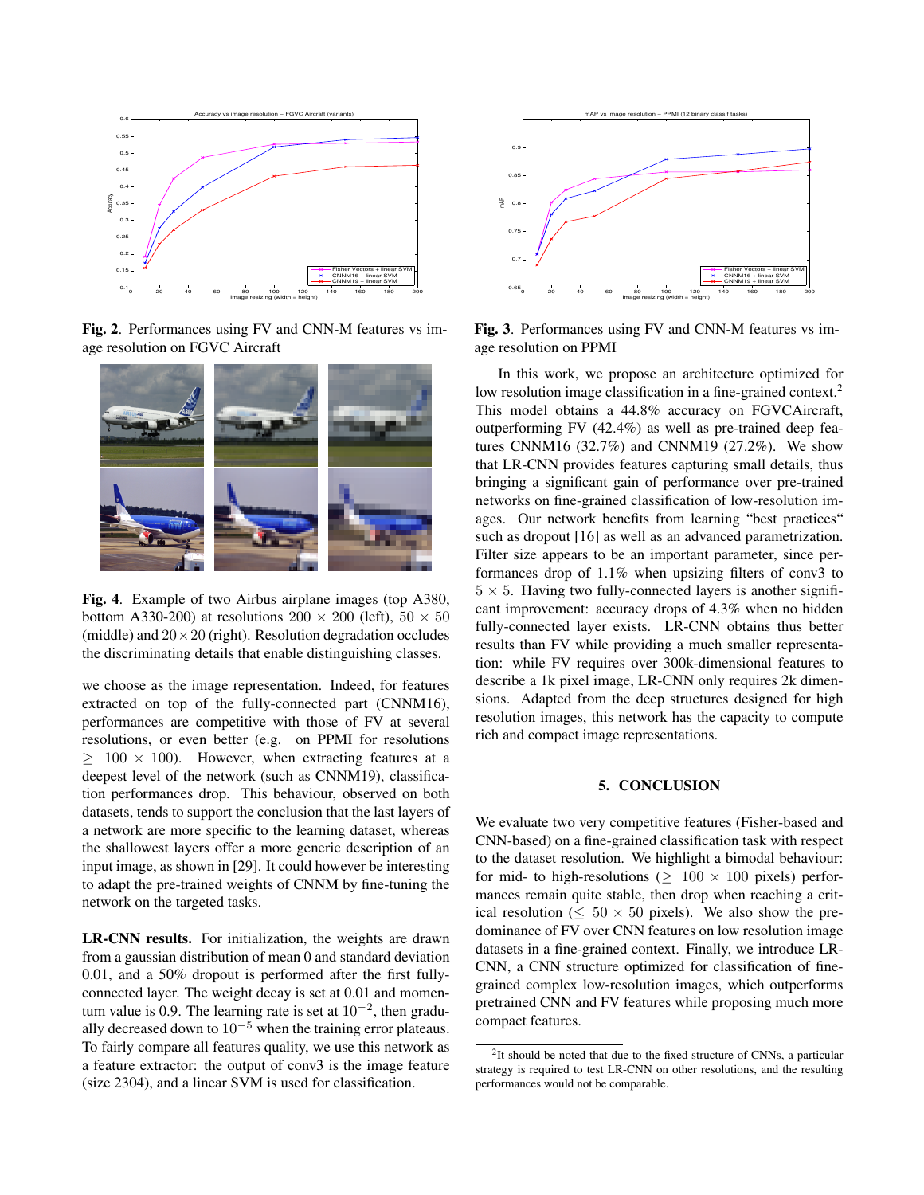**Fig. 2**. Performances using FV and CNN-M features vs image resolution on FGVC Aircraft

**Fig. 3**. Performances using FV and CNN-M features vs image resolution on PPMI

**Fig. 4**. Example of two Airbus airplane images (top A380, bottom A330-200) at resolutions $200 \times 200$ (left), $50 \times 50$ (middle) and $20 \times 20$ (right). Resolution degradation occludes the discriminating details that enable distinguishing classes.

we choose as the image representation. Indeed, for features extracted on top of the fully-connected part (CNNM16), performances are competitive with those of FV at several resolutions, or even better (e.g. on PPMI for resolutions $\geq 100 \times 100$). However, when extracting features at a deepest level of the network (such as CNNM19), classification performances drop. This behaviour, observed on both datasets, tends to support the conclusion that the last layers of a network are more specific to the learning dataset, whereas the shallowest layers offer a more generic description of an input image, as shown in [29]. It could however be interesting to adapt the pre-trained weights of CNNM by fine-tuning the network on the targeted tasks.

**LR-CNN results.** For initialization, the weights are drawn from a gaussian distribution of mean 0 and standard deviation 0.01, and a 50% dropout is performed after the first fully-connected layer. The weight decay is set at 0.01 and momentum value is 0.9. The learning rate is set at $10^{-2}$, then gradually decreased down to $10^{-5}$ when the training error plateaus. To fairly compare all features quality, we use this network as a feature extractor: the output of conv3 is the image feature (size 2304), and a linear SVM is used for classification.

In this work, we propose an architecture optimized for low resolution image classification in a fine-grained context.[2] This model obtains a 44.8% accuracy on FGVCAircraft, outperforming FV (42.4%) as well as pre-trained deep features CNNM16 (32.7%) and CNNM19 (27.2%). We show that LR-CNN provides features capturing small details, thus bringing a significant gain of performance over pre-trained networks on fine-grained classification of low-resolution images. Our network benefits from learning "best practices" such as dropout [16] as well as an advanced parametrization. Filter size appears to be an important parameter, since performances drop of 1.1% when upsizing filters of conv3 to $5 \times 5$. Having two fully-connected layers is another significant improvement: accuracy drops of 4.3% when no hidden fully-connected layer exists. LR-CNN obtains thus better results than FV while providing a much smaller representation: while FV requires over 300k-dimensional features to describe a 1k pixel image, LR-CNN only requires 2k dimensions. Adapted from the deep structures designed for high resolution images, this network has the capacity to compute rich and compact image representations.

## 5. CONCLUSION

We evaluate two very competitive features (Fisher-based and CNN-based) on a fine-grained classification task with respect to the dataset resolution. We highlight a bimodal behaviour: for mid- to high-resolutions ($\geq 100 \times 100$ pixels) performances remain quite stable, then drop when reaching a critical resolution ($\leq 50 \times 50$ pixels). We also show the predominance of FV over CNN features on low resolution image datasets in a fine-grained context. Finally, we introduce LR-CNN, a CNN structure optimized for classification of fine-grained complex low-resolution images, which outperforms pretrained CNN and FV features while proposing much more compact features.

[2] It should be noted that due to the fixed structure of CNNs, a particular strategy is required to test LR-CNN on other resolutions, and the resulting performances would not be comparable.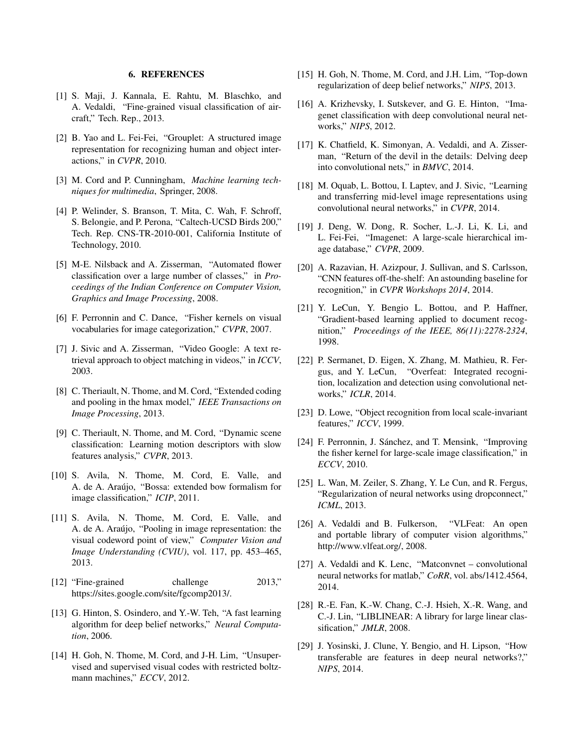## 6. REFERENCES

[1] S. Maji, J. Kannala, E. Rahtu, M. Blaschko, and A. Vedaldi, "Fine-grained visual classification of aircraft," Tech. Rep., 2013.

[2] B. Yao and L. Fei-Fei, "Grouplet: A structured image representation for recognizing human and object interactions," in *CVPR*, 2010.

[3] M. Cord and P. Cunningham, *Machine learning techniques for multimedia*, Springer, 2008.

[4] P. Welinder, S. Branson, T. Mita, C. Wah, F. Schroff, S. Belongie, and P. Perona, "Caltech-UCSD Birds 200," Tech. Rep. CNS-TR-2010-001, California Institute of Technology, 2010.

[5] M-E. Nilsback and A. Zisserman, "Automated flower classification over a large number of classes," in *Proceedings of the Indian Conference on Computer Vision, Graphics and Image Processing*, 2008.

[6] F. Perronnin and C. Dance, "Fisher kernels on visual vocabularies for image categorization," *CVPR*, 2007.

[7] J. Sivic and A. Zisserman, "Video Google: A text retrieval approach to object matching in videos," in *ICCV*, 2003.

[8] C. Theriault, N. Thome, and M. Cord, "Extended coding and pooling in the hmax model," *IEEE Transactions on Image Processing*, 2013.

[9] C. Theriault, N. Thome, and M. Cord, "Dynamic scene classification: Learning motion descriptors with slow features analysis," *CVPR*, 2013.

[10] S. Avila, N. Thome, M. Cord, E. Valle, and A. de A. Araújo, "Bossa: extended bow formalism for image classification," *ICIP*, 2011.

[11] S. Avila, N. Thome, M. Cord, E. Valle, and A. de A. Araújo, "Pooling in image representation: the visual codeword point of view," *Computer Vision and Image Understanding (CVIU)*, vol. 117, pp. 453–465, 2013.

[12] "Fine-grained challenge 2013," https://sites.google.com/site/fgcomp2013/.

[13] G. Hinton, S. Osindero, and Y.-W. Teh, "A fast learning algorithm for deep belief networks," *Neural Computation*, 2006.

[14] H. Goh, N. Thome, M. Cord, and J-H. Lim, "Unsupervised and supervised visual codes with restricted boltzmann machines," *ECCV*, 2012.

[15] H. Goh, N. Thome, M. Cord, and J.H. Lim, "Top-down regularization of deep belief networks," *NIPS*, 2013.

[16] A. Krizhevsky, I. Sutskever, and G. E. Hinton, "Imagenet classification with deep convolutional neural networks," *NIPS*, 2012.

[17] K. Chatfield, K. Simonyan, A. Vedaldi, and A. Zisserman, "Return of the devil in the details: Delving deep into convolutional nets," in *BMVC*, 2014.

[18] M. Oquab, L. Bottou, I. Laptev, and J. Sivic, "Learning and transferring mid-level image representations using convolutional neural networks," in *CVPR*, 2014.

[19] J. Deng, W. Dong, R. Socher, L.-J. Li, K. Li, and L. Fei-Fei, "Imagenet: A large-scale hierarchical image database," *CVPR*, 2009.

[20] A. Razavian, H. Azizpour, J. Sullivan, and S. Carlsson, "CNN features off-the-shelf: An astounding baseline for recognition," in *CVPR Workshops 2014*, 2014.

[21] Y. LeCun, Y. Bengio L. Bottou, and P. Haffner, "Gradient-based learning applied to document recognition," *Proceedings of the IEEE, 86(11):2278-2324*, 1998.

[22] P. Sermanet, D. Eigen, X. Zhang, M. Mathieu, R. Fergus, and Y. LeCun, "Overfeat: Integrated recognition, localization and detection using convolutional networks," *ICLR*, 2014.

[23] D. Lowe, "Object recognition from local scale-invariant features," *ICCV*, 1999.

[24] F. Perronnin, J. Sánchez, and T. Mensink, "Improving the fisher kernel for large-scale image classification," in *ECCV*, 2010.

[25] L. Wan, M. Zeiler, S. Zhang, Y. Le Cun, and R. Fergus, "Regularization of neural networks using dropconnect," *ICML*, 2013.

[26] A. Vedaldi and B. Fulkerson, "VLFeat: An open and portable library of computer vision algorithms," http://www.vlfeat.org/, 2008.

[27] A. Vedaldi and K. Lenc, "Matconvnet – convolutional neural networks for matlab," *CoRR*, vol. abs/1412.4564, 2014.

[28] R.-E. Fan, K.-W. Chang, C.-J. Hsieh, X.-R. Wang, and C.-J. Lin, "LIBLINEAR: A library for large linear classification," *JMLR*, 2008.

[29] J. Yosinski, J. Clune, Y. Bengio, and H. Lipson, "How transferable are features in deep neural networks?," *NIPS*, 2014.